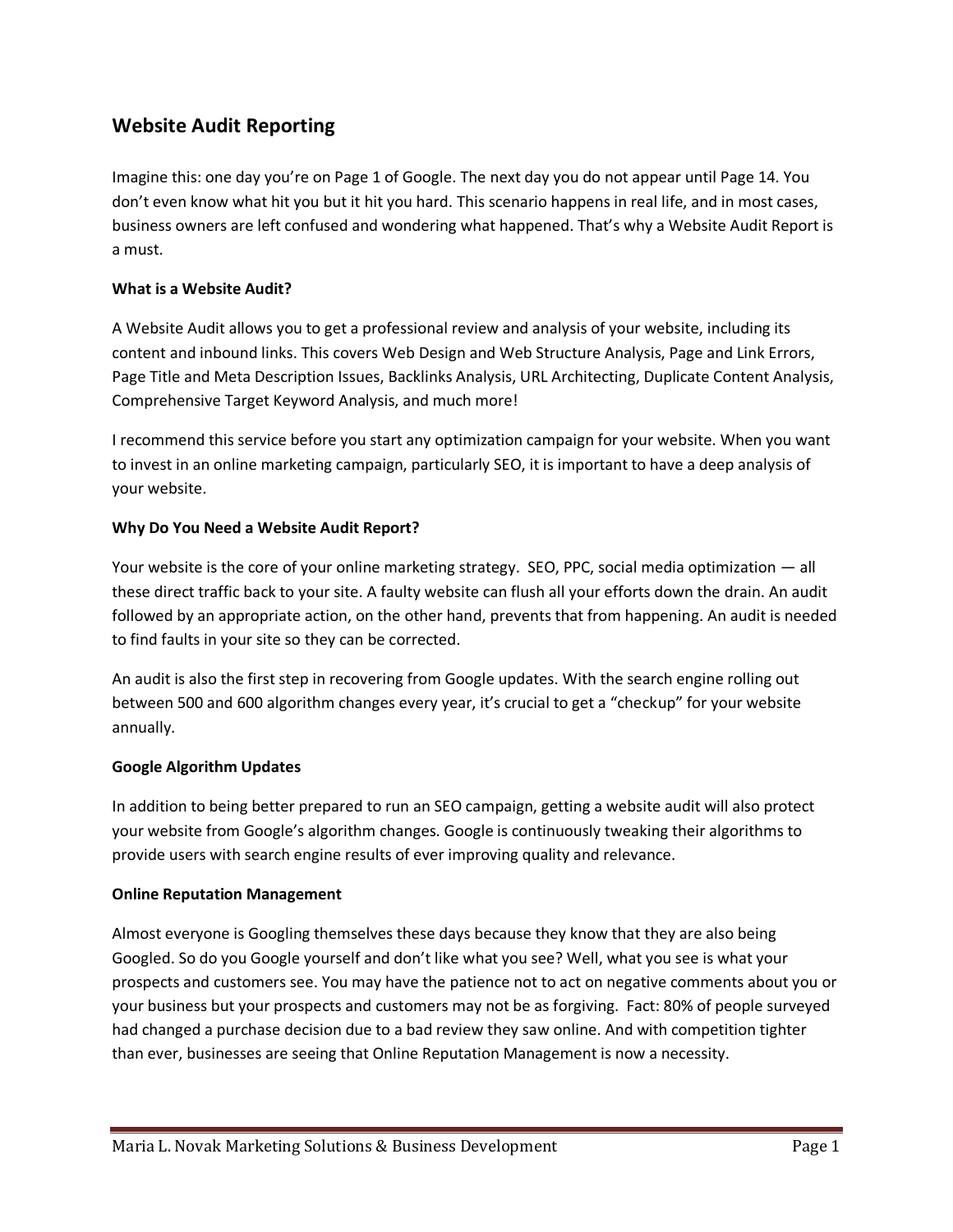## Website Audit Reporting

Imagine this: one day you're on Page 1 of Google. The next day you do not appear until Page 14. You don't even know what hit you but it hit you hard. This scenario happens in real life, and in most cases, business owners are left confused and wondering what happened. That's why a Website Audit Report is a must.

**What is a Website Audit?**

A Website Audit allows you to get a professional review and analysis of your website, including its content and inbound links. This covers Web Design and Web Structure Analysis, Page and Link Errors, Page Title and Meta Description Issues, Backlinks Analysis, URL Architecting, Duplicate Content Analysis, Comprehensive Target Keyword Analysis, and much more!

I recommend this service before you start any optimization campaign for your website. When you want to invest in an online marketing campaign, particularly SEO, it is important to have a deep analysis of your website.

**Why Do You Need a Website Audit Report?**

Your website is the core of your online marketing strategy. SEO, PPC, social media optimization — all these direct traffic back to your site. A faulty website can flush all your efforts down the drain. An audit followed by an appropriate action, on the other hand, prevents that from happening. An audit is needed to find faults in your site so they can be corrected.

An audit is also the first step in recovering from Google updates. With the search engine rolling out between 500 and 600 algorithm changes every year, it's crucial to get a "checkup" for your website annually.

**Google Algorithm Updates**

In addition to being better prepared to run an SEO campaign, getting a website audit will also protect your website from Google's algorithm changes. Google is continuously tweaking their algorithms to provide users with search engine results of ever improving quality and relevance.

**Online Reputation Management**

Almost everyone is Googling themselves these days because they know that they are also being Googled. So do you Google yourself and don't like what you see? Well, what you see is what your prospects and customers see. You may have the patience not to act on negative comments about you or your business but your prospects and customers may not be as forgiving. Fact: 80% of people surveyed had changed a purchase decision due to a bad review they saw online. And with competition tighter than ever, businesses are seeing that Online Reputation Management is now a necessity.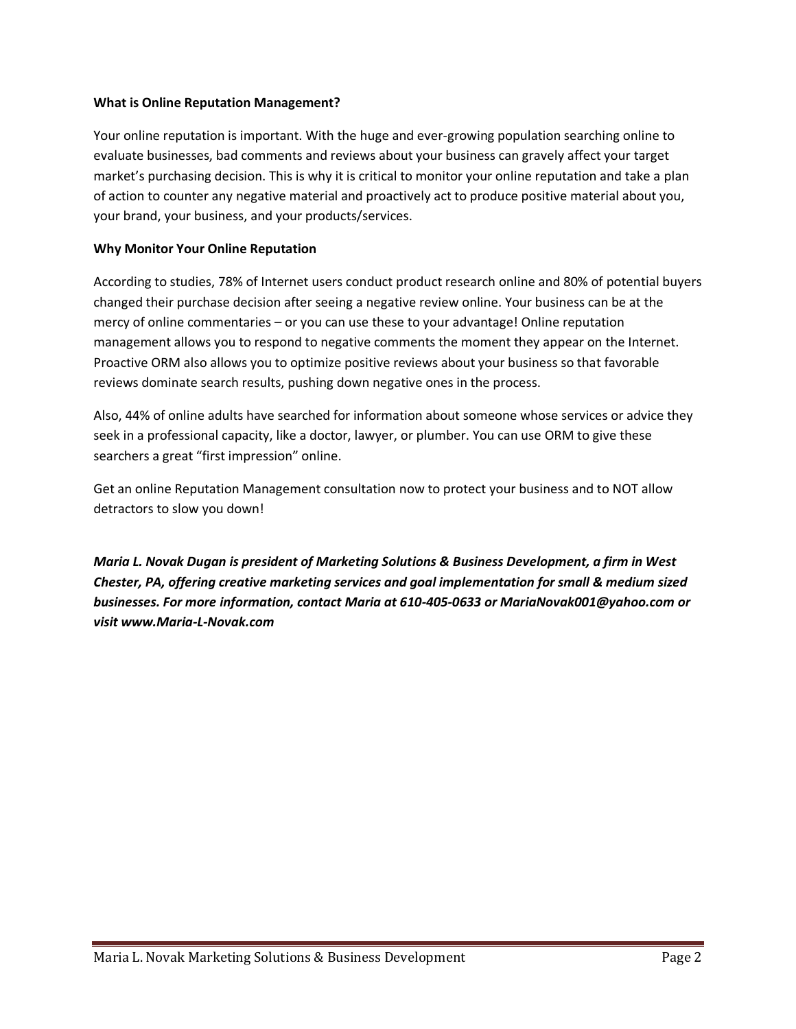**What is Online Reputation Management?**

Your online reputation is important. With the huge and ever-growing population searching online to evaluate businesses, bad comments and reviews about your business can gravely affect your target market's purchasing decision. This is why it is critical to monitor your online reputation and take a plan of action to counter any negative material and proactively act to produce positive material about you, your brand, your business, and your products/services.

**Why Monitor Your Online Reputation**

According to studies, 78% of Internet users conduct product research online and 80% of potential buyers changed their purchase decision after seeing a negative review online. Your business can be at the mercy of online commentaries – or you can use these to your advantage! Online reputation management allows you to respond to negative comments the moment they appear on the Internet. Proactive ORM also allows you to optimize positive reviews about your business so that favorable reviews dominate search results, pushing down negative ones in the process.

Also, 44% of online adults have searched for information about someone whose services or advice they seek in a professional capacity, like a doctor, lawyer, or plumber. You can use ORM to give these searchers a great "first impression" online.

Get an online Reputation Management consultation now to protect your business and to NOT allow detractors to slow you down!

***Maria L. Novak Dugan is president of Marketing Solutions & Business Development, a firm in West Chester, PA, offering creative marketing services and goal implementation for small & medium sized businesses. For more information, contact Maria at 610-405-0633 or MariaNovak001@yahoo.com or visit www.Maria-L-Novak.com***